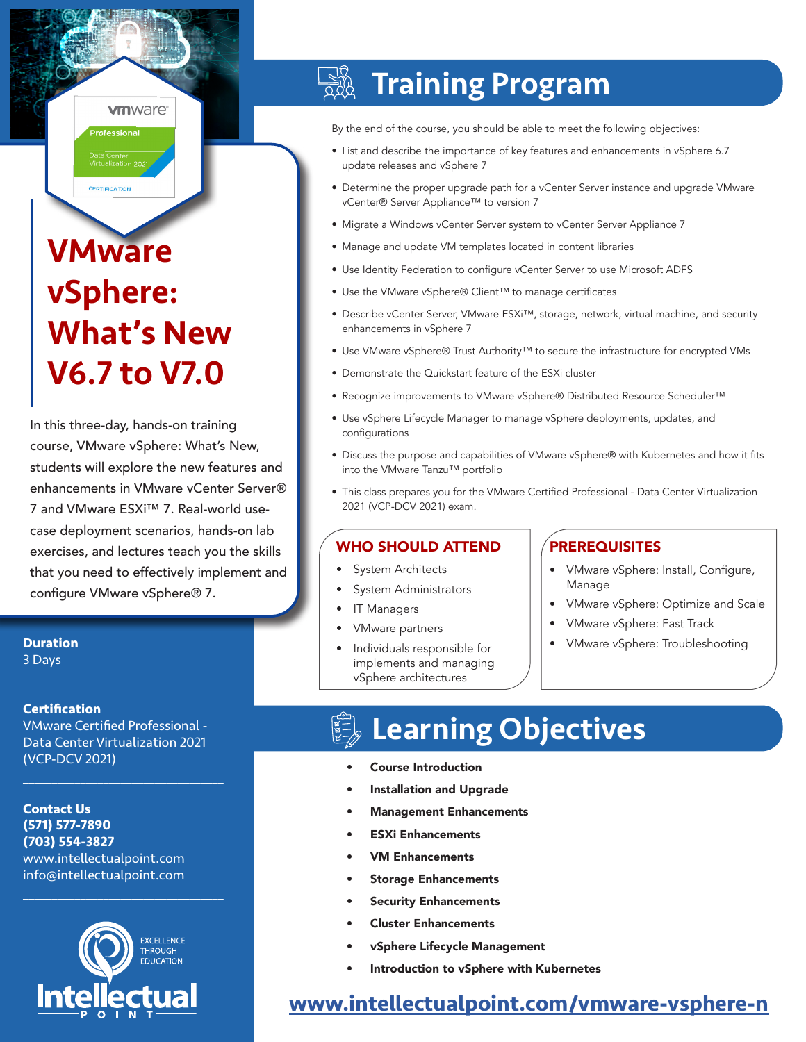# VMware vSphere: What's New V6.7 to V7.0

In this three-day, hands-on training course, VMware vSphere: What's New, students will explore the new features and enhancements in VMware vCenter Server® 7 and VMware ESXi™ 7. Real-world use-case deployment scenarios, hands-on lab exercises, and lectures teach you the skills that you need to effectively implement and configure VMware vSphere® 7.

**Duration**
3 Days

**Certification**
VMware Certified Professional - Data Center Virtualization 2021 (VCP-DCV 2021)

**Contact Us**
**(571) 577-7890**
**(703) 554-3827**
www.intellectualpoint.com
info@intellectualpoint.com

EXCELLENCE THROUGH EDUCATION

Intellectual Point

## Training Program

By the end of the course, you should be able to meet the following objectives:

- List and describe the importance of key features and enhancements in vSphere 6.7 update releases and vSphere 7
- Determine the proper upgrade path for a vCenter Server instance and upgrade VMware vCenter® Server Appliance™ to version 7
- Migrate a Windows vCenter Server system to vCenter Server Appliance 7
- Manage and update VM templates located in content libraries
- Use Identity Federation to configure vCenter Server to use Microsoft ADFS
- Use the VMware vSphere® Client™ to manage certificates
- Describe vCenter Server, VMware ESXi™, storage, network, virtual machine, and security enhancements in vSphere 7
- Use VMware vSphere® Trust Authority™ to secure the infrastructure for encrypted VMs
- Demonstrate the Quickstart feature of the ESXi cluster
- Recognize improvements to VMware vSphere® Distributed Resource Scheduler™
- Use vSphere Lifecycle Manager to manage vSphere deployments, updates, and configurations
- Discuss the purpose and capabilities of VMware vSphere® with Kubernetes and how it fits into the VMware Tanzu™ portfolio
- This class prepares you for the VMware Certified Professional - Data Center Virtualization 2021 (VCP-DCV 2021) exam.

### WHO SHOULD ATTEND

- System Architects
- System Administrators
- IT Managers
- VMware partners
- Individuals responsible for implements and managing vSphere architectures

### PREREQUISITES

- VMware vSphere: Install, Configure, Manage
- VMware vSphere: Optimize and Scale
- VMware vSphere: Fast Track
- VMware vSphere: Troubleshooting

## Learning Objectives

- **Course Introduction**
- **Installation and Upgrade**
- **Management Enhancements**
- **ESXi Enhancements**
- **VM Enhancements**
- **Storage Enhancements**
- **Security Enhancements**
- **Cluster Enhancements**
- **vSphere Lifecycle Management**
- **Introduction to vSphere with Kubernetes**

www.intellectualpoint.com/vmware-vsphere-n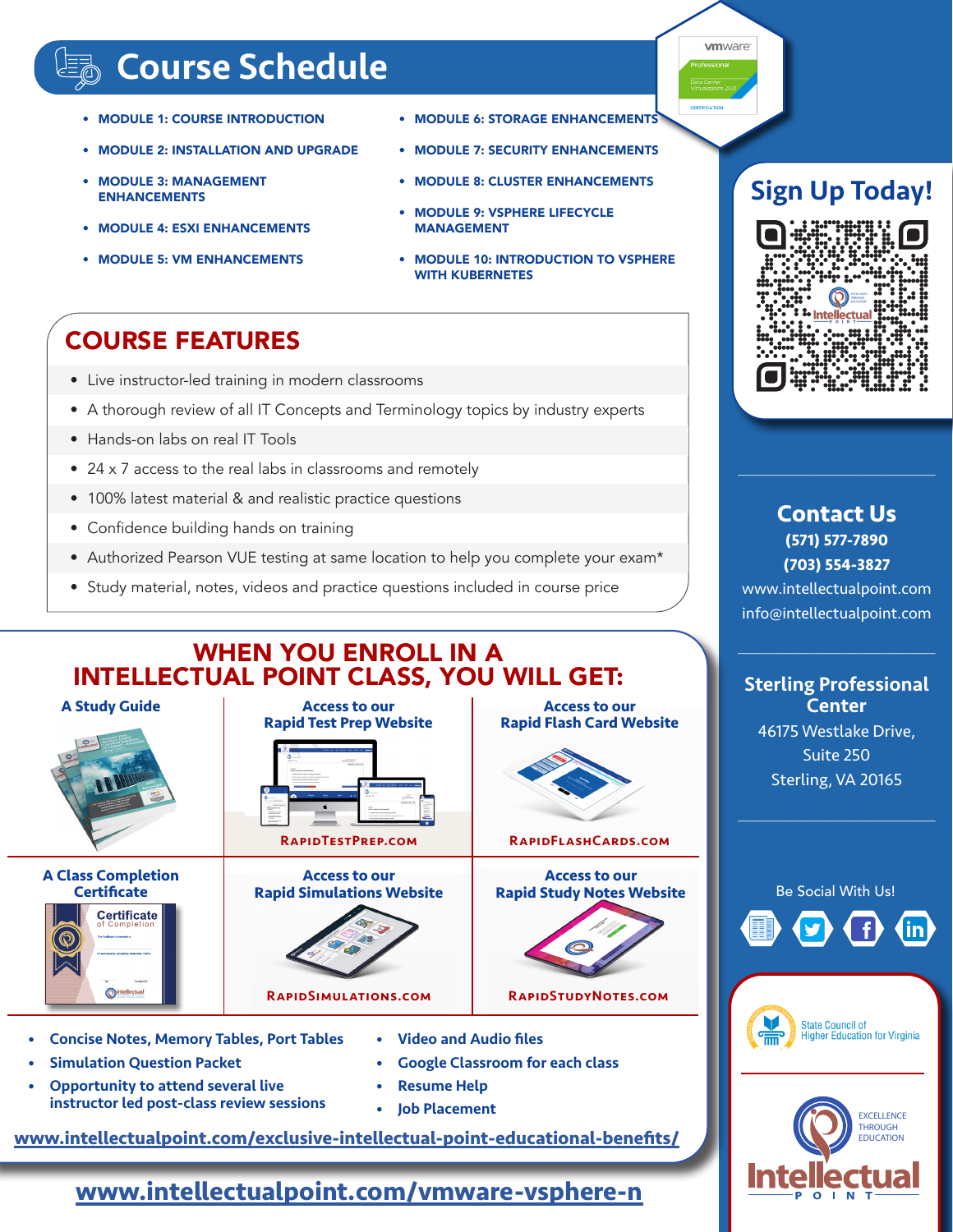# Course Schedule

- MODULE 1: COURSE INTRODUCTION
- MODULE 2: INSTALLATION AND UPGRADE
- MODULE 3: MANAGEMENT ENHANCEMENTS
- MODULE 4: ESXI ENHANCEMENTS
- MODULE 5: VM ENHANCEMENTS
- MODULE 6: STORAGE ENHANCEMENTS
- MODULE 7: SECURITY ENHANCEMENTS
- MODULE 8: CLUSTER ENHANCEMENTS
- MODULE 9: VSPHERE LIFECYCLE MANAGEMENT
- MODULE 10: INTRODUCTION TO VSPHERE WITH KUBERNETES

vmware Professional Data Center Virtualization 2021 CERTIFICATION

## COURSE FEATURES

- Live instructor-led training in modern classrooms
- A thorough review of all IT Concepts and Terminology topics by industry experts
- Hands-on labs on real IT Tools
- 24 x 7 access to the real labs in classrooms and remotely
- 100% latest material & and realistic practice questions
- Confidence building hands on training
- Authorized Pearson VUE testing at same location to help you complete your exam*
- Study material, notes, videos and practice questions included in course price

## WHEN YOU ENROLL IN A INTELLECTUAL POINT CLASS, YOU WILL GET:

- **A Study Guide**
- **Access to our Rapid Test Prep Website** — RAPIDTESTPREP.COM
- **Access to our Rapid Flash Card Website** — RAPIDFLASHCARDS.COM
- **A Class Completion Certificate**
- **Access to our Rapid Simulations Website** — RAPIDSIMULATIONS.COM
- **Access to our Rapid Study Notes Website** — RAPIDSTUDYNOTES.COM

- Concise Notes, Memory Tables, Port Tables
- Simulation Question Packet
- Opportunity to attend several live instructor led post-class review sessions
- Video and Audio files
- Google Classroom for each class
- Resume Help
- Job Placement

www.intellectualpoint.com/exclusive-intellectual-point-educational-benefits/

## Sign Up Today!

## Contact Us

(571) 577-7890
(703) 554-3827
www.intellectualpoint.com
info@intellectualpoint.com

## Sterling Professional Center

46175 Westlake Drive,
Suite 250
Sterling, VA 20165

Be Social With Us!

State Council of Higher Education for Virginia

Intellectual Point — EXCELLENCE THROUGH EDUCATION

www.intellectualpoint.com/vmware-vsphere-n